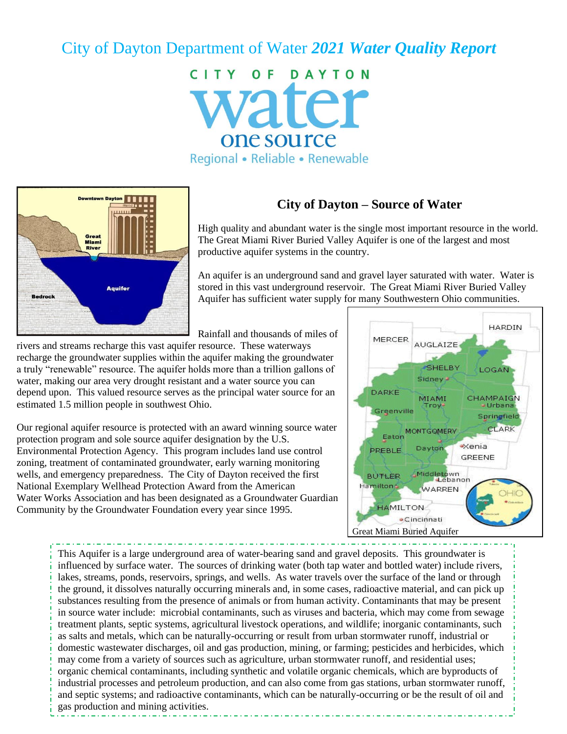# City of Dayton Department of Water *2021 Water Quality Report*

CITY OF DAYTON
water
one source
Regional • Reliable • Renewable

## City of Dayton – Source of Water

High quality and abundant water is the single most important resource in the world. The Great Miami River Buried Valley Aquifer is one of the largest and most productive aquifer systems in the country.

An aquifer is an underground sand and gravel layer saturated with water. Water is stored in this vast underground reservoir. The Great Miami River Buried Valley Aquifer has sufficient water supply for many Southwestern Ohio communities.

Rainfall and thousands of miles of rivers and streams recharge this vast aquifer resource. These waterways recharge the groundwater supplies within the aquifer making the groundwater a truly "renewable" resource. The aquifer holds more than a trillion gallons of water, making our area very drought resistant and a water source you can depend upon. This valued resource serves as the principal water source for an estimated 1.5 million people in southwest Ohio.

Our regional aquifer resource is protected with an award winning source water protection program and sole source aquifer designation by the U.S. Environmental Protection Agency. This program includes land use control zoning, treatment of contaminated groundwater, early warning monitoring wells, and emergency preparedness. The City of Dayton received the first National Exemplary Wellhead Protection Award from the American Water Works Association and has been designated as a Groundwater Guardian Community by the Groundwater Foundation every year since 1995.

Great Miami Buried Aquifer

This Aquifer is a large underground area of water-bearing sand and gravel deposits. This groundwater is influenced by surface water. The sources of drinking water (both tap water and bottled water) include rivers, lakes, streams, ponds, reservoirs, springs, and wells. As water travels over the surface of the land or through the ground, it dissolves naturally occurring minerals and, in some cases, radioactive material, and can pick up substances resulting from the presence of animals or from human activity. Contaminants that may be present in source water include: microbial contaminants, such as viruses and bacteria, which may come from sewage treatment plants, septic systems, agricultural livestock operations, and wildlife; inorganic contaminants, such as salts and metals, which can be naturally-occurring or result from urban stormwater runoff, industrial or domestic wastewater discharges, oil and gas production, mining, or farming; pesticides and herbicides, which may come from a variety of sources such as agriculture, urban stormwater runoff, and residential uses; organic chemical contaminants, including synthetic and volatile organic chemicals, which are byproducts of industrial processes and petroleum production, and can also come from gas stations, urban stormwater runoff, and septic systems; and radioactive contaminants, which can be naturally-occurring or be the result of oil and gas production and mining activities.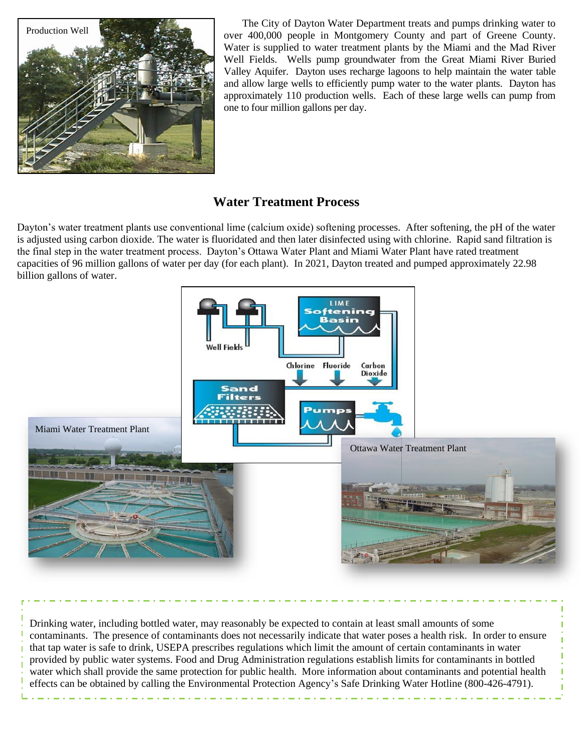The City of Dayton Water Department treats and pumps drinking water to over 400,000 people in Montgomery County and part of Greene County. Water is supplied to water treatment plants by the Miami and the Mad River Well Fields. Wells pump groundwater from the Great Miami River Buried Valley Aquifer. Dayton uses recharge lagoons to help maintain the water table and allow large wells to efficiently pump water to the water plants. Dayton has approximately 110 production wells. Each of these large wells can pump from one to four million gallons per day.

## Water Treatment Process

Dayton's water treatment plants use conventional lime (calcium oxide) softening processes. After softening, the pH of the water is adjusted using carbon dioxide. The water is fluoridated and then later disinfected using with chlorine. Rapid sand filtration is the final step in the water treatment process. Dayton's Ottawa Water Plant and Miami Water Plant have rated treatment capacities of 96 million gallons of water per day (for each plant). In 2021, Dayton treated and pumped approximately 22.98 billion gallons of water.

Drinking water, including bottled water, may reasonably be expected to contain at least small amounts of some contaminants. The presence of contaminants does not necessarily indicate that water poses a health risk. In order to ensure that tap water is safe to drink, USEPA prescribes regulations which limit the amount of certain contaminants in water provided by public water systems. Food and Drug Administration regulations establish limits for contaminants in bottled water which shall provide the same protection for public health. More information about contaminants and potential health effects can be obtained by calling the Environmental Protection Agency's Safe Drinking Water Hotline (800-426-4791).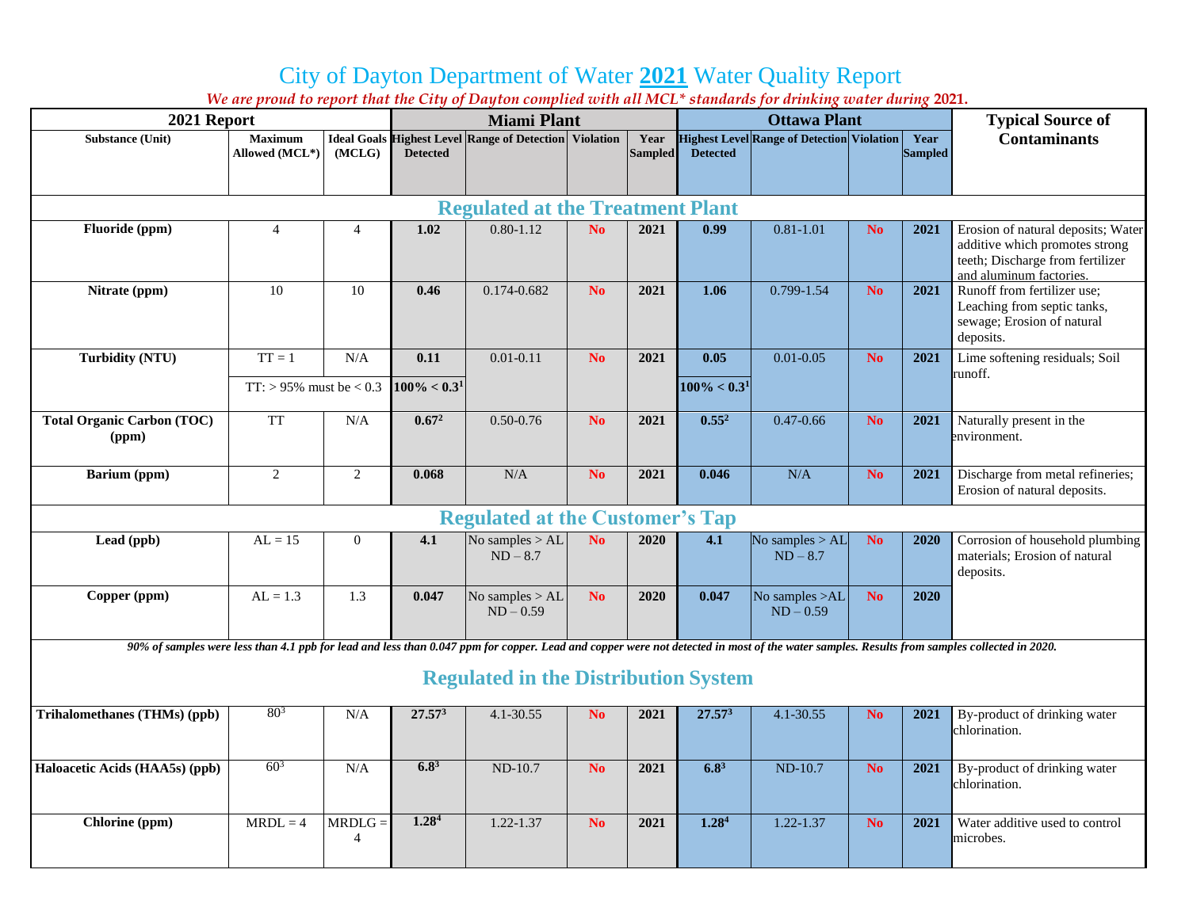# City of Dayton Department of Water **2021** Water Quality Report

*We are proud to report that the City of Dayton complied with all MCL* standards for drinking water during* **2021.**

| 2021 Report | | | Miami Plant | | | | Ottawa Plant | | | | Typical Source of Contaminants |
|---|---|---|---|---|---|---|---|---|---|---|---|
| Substance (Unit) | Maximum Allowed (MCL*) | Ideal Goals (MCLG) | Highest Level Detected | Range of Detection | Violation | Year Sampled | Highest Level Detected | Range of Detection | Violation | Year Sampled | |
| **Regulated at the Treatment Plant** | | | | | | | | | | | |
| **Fluoride (ppm)** | 4 | 4 | **1.02** | 0.80-1.12 | **No** | **2021** | **0.99** | 0.81-1.01 | **No** | **2021** | Erosion of natural deposits; Water additive which promotes strong teeth; Discharge from fertilizer and aluminum factories. |
| **Nitrate (ppm)** | 10 | 10 | **0.46** | 0.174-0.682 | **No** | **2021** | **1.06** | 0.799-1.54 | **No** | **2021** | Runoff from fertilizer use; Leaching from septic tanks, sewage; Erosion of natural deposits. |
| **Turbidity (NTU)** | TT = 1 | N/A | **0.11** | 0.01-0.11 | **No** | **2021** | **0.05** | 0.01-0.05 | **No** | **2021** | Lime softening residuals; Soil runoff. |
| | TT: > 95% must be < 0.3 | | **100% < 0.3**[1] | | | | **100% < 0.3**[1] | | | | |
| **Total Organic Carbon (TOC) (ppm)** | TT | N/A | **0.67**[2] | 0.50-0.76 | **No** | **2021** | **0.55**[2] | 0.47-0.66 | **No** | **2021** | Naturally present in the environment. |
| **Barium (ppm)** | 2 | 2 | **0.068** | N/A | **No** | **2021** | **0.046** | N/A | **No** | **2021** | Discharge from metal refineries; Erosion of natural deposits. |
| **Regulated at the Customer's Tap** | | | | | | | | | | | |
| **Lead (ppb)** | AL = 15 | 0 | **4.1** | No samples > AL ND – 8.7 | **No** | **2020** | **4.1** | No samples > AL ND – 8.7 | **No** | **2020** | Corrosion of household plumbing materials; Erosion of natural deposits. |
| **Copper (ppm)** | AL = 1.3 | 1.3 | **0.047** | No samples > AL ND – 0.59 | **No** | **2020** | **0.047** | No samples >AL ND – 0.59 | **No** | **2020** | |
| ***90% of samples were less than 4.1 ppb for lead and less than 0.047 ppm for copper. Lead and copper were not detected in most of the water samples. Results from samples collected in 2020.*** | | | | | | | | | | | |
| **Regulated in the Distribution System** | | | | | | | | | | | |
| **Trihalomethanes (THMs) (ppb)** | 80[3] | N/A | **27.57**[3] | 4.1-30.55 | **No** | **2021** | **27.57**[3] | 4.1-30.55 | **No** | **2021** | By-product of drinking water chlorination. |
| **Haloacetic Acids (HAA5s) (ppb)** | 60[3] | N/A | **6.8**[3] | ND-10.7 | **No** | **2021** | **6.8**[3] | ND-10.7 | **No** | **2021** | By-product of drinking water chlorination. |
| **Chlorine (ppm)** | MRDL = 4 | MRDLG = 4 | **1.28**[4] | 1.22-1.37 | **No** | **2021** | **1.28**[4] | 1.22-1.37 | **No** | **2021** | Water additive used to control microbes. |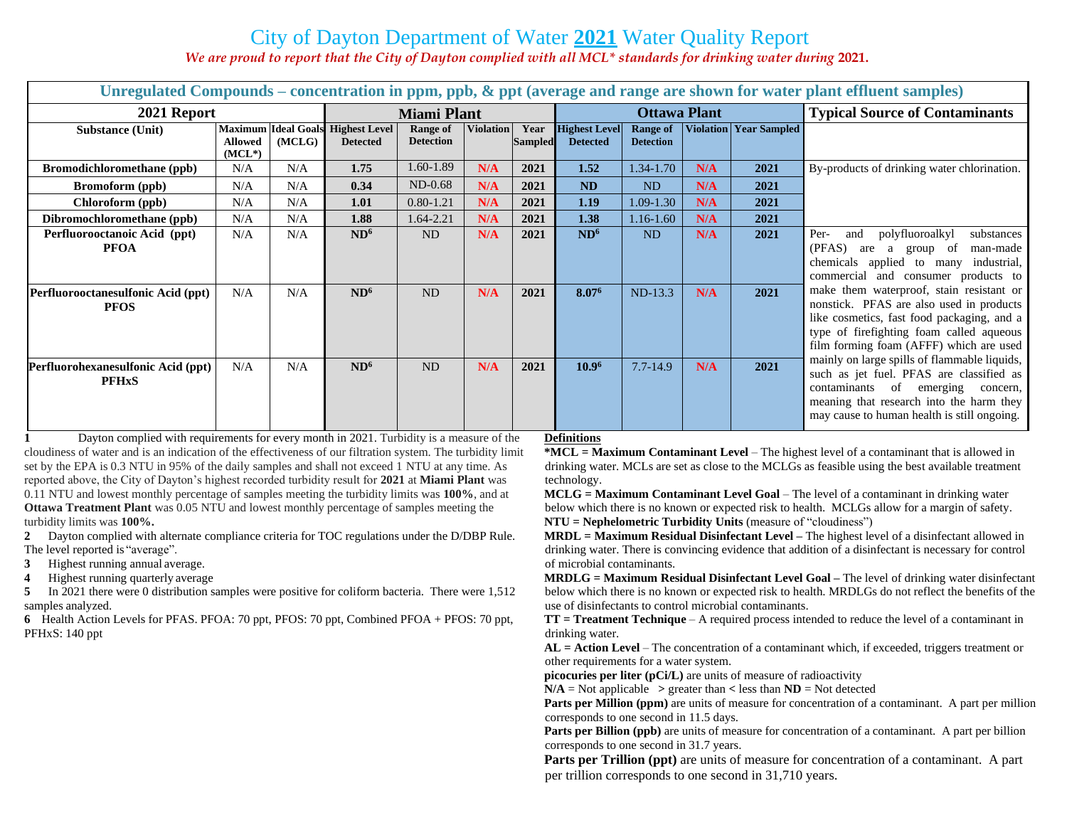# City of Dayton Department of Water **2021** Water Quality Report

*We are proud to report that the City of Dayton complied with all MCL\* standards for drinking water during* **2021.**

| Unregulated Compounds – concentration in ppm, ppb, & ppt (average and range are shown for water plant effluent samples) | | | | | | | | | | | |
|---|---|---|---|---|---|---|---|---|---|---|---|
| **2021 Report** | | | **Miami Plant** | | | | **Ottawa Plant** | | | | **Typical Source of Contaminants** |
| **Substance (Unit)** | **Maximum Allowed (MCL\*)** | **Ideal Goals (MCLG)** | **Highest Level Detected** | **Range of Detection** | **Violation** | **Year Sampled** | **Highest Level Detected** | **Range of Detection** | **Violation** | **Year Sampled** | |
| **Bromodichloromethane (ppb)** | N/A | N/A | **1.75** | 1.60-1.89 | N/A | 2021 | **1.52** | 1.34-1.70 | N/A | 2021 | By-products of drinking water chlorination. |
| **Bromoform (ppb)** | N/A | N/A | **0.34** | ND-0.68 | N/A | 2021 | **ND** | ND | N/A | 2021 | |
| **Chloroform (ppb)** | N/A | N/A | **1.01** | 0.80-1.21 | N/A | 2021 | **1.19** | 1.09-1.30 | N/A | 2021 | |
| **Dibromochloromethane (ppb)** | N/A | N/A | **1.88** | 1.64-2.21 | N/A | 2021 | **1.38** | 1.16-1.60 | N/A | 2021 | |
| **Perfluorooctanoic Acid (ppt) PFOA** | N/A | N/A | **ND[6]** | ND | N/A | 2021 | **ND[6]** | ND | N/A | 2021 | Per- and polyfluoroalkyl substances (PFAS) are a group of man-made chemicals applied to many industrial, commercial and consumer products to make them waterproof, stain resistant or nonstick. PFAS are also used in products like cosmetics, fast food packaging, and a type of firefighting foam called aqueous film forming foam (AFFF) which are used mainly on large spills of flammable liquids, such as jet fuel. PFAS are classified as contaminants of emerging concern, meaning that research into the harm they may cause to human health is still ongoing. |
| **Perfluorooctanesulfonic Acid (ppt) PFOS** | N/A | N/A | **ND[6]** | ND | N/A | 2021 | **8.07[6]** | ND-13.3 | N/A | 2021 | |
| **Perfluorohexanesulfonic Acid (ppt) PFHxS** | N/A | N/A | **ND[6]** | ND | N/A | 2021 | **10.9[6]** | 7.7-14.9 | N/A | 2021 | |

**1** Dayton complied with requirements for every month in 2021. Turbidity is a measure of the cloudiness of water and is an indication of the effectiveness of our filtration system. The turbidity limit set by the EPA is 0.3 NTU in 95% of the daily samples and shall not exceed 1 NTU at any time. As reported above, the City of Dayton's highest recorded turbidity result for **2021** at **Miami Plant** was 0.11 NTU and lowest monthly percentage of samples meeting the turbidity limits was **100%**, and at **Ottawa Treatment Plant** was 0.05 NTU and lowest monthly percentage of samples meeting the turbidity limits was **100%.**

**2** Dayton complied with alternate compliance criteria for TOC regulations under the D/DBP Rule. The level reported is "average".

**3** Highest running annual average.

**4** Highest running quarterly average

**5** In 2021 there were 0 distribution samples were positive for coliform bacteria. There were 1,512 samples analyzed.

**6** Health Action Levels for PFAS. PFOA: 70 ppt, PFOS: 70 ppt, Combined PFOA + PFOS: 70 ppt, PFHxS: 140 ppt

**Definitions**

**\*MCL = Maximum Contaminant Level** – The highest level of a contaminant that is allowed in drinking water. MCLs are set as close to the MCLGs as feasible using the best available treatment technology.

**MCLG = Maximum Contaminant Level Goal** – The level of a contaminant in drinking water below which there is no known or expected risk to health. MCLGs allow for a margin of safety.

**NTU = Nephelometric Turbidity Units** (measure of "cloudiness")

**MRDL = Maximum Residual Disinfectant Level –** The highest level of a disinfectant allowed in drinking water. There is convincing evidence that addition of a disinfectant is necessary for control of microbial contaminants.

**MRDLG = Maximum Residual Disinfectant Level Goal –** The level of drinking water disinfectant below which there is no known or expected risk to health. MRDLGs do not reflect the benefits of the use of disinfectants to control microbial contaminants.

**TT = Treatment Technique** – A required process intended to reduce the level of a contaminant in drinking water.

**AL = Action Level** – The concentration of a contaminant which, if exceeded, triggers treatment or other requirements for a water system.

**picocuries per liter (pCi/L)** are units of measure of radioactivity

**N/A** = Not applicable **>** greater than **<** less than **ND** = Not detected

**Parts per Million (ppm)** are units of measure for concentration of a contaminant. A part per million corresponds to one second in 11.5 days.

**Parts per Billion (ppb)** are units of measure for concentration of a contaminant. A part per billion corresponds to one second in 31.7 years.

**Parts per Trillion (ppt)** are units of measure for concentration of a contaminant. A part per trillion corresponds to one second in 31,710 years.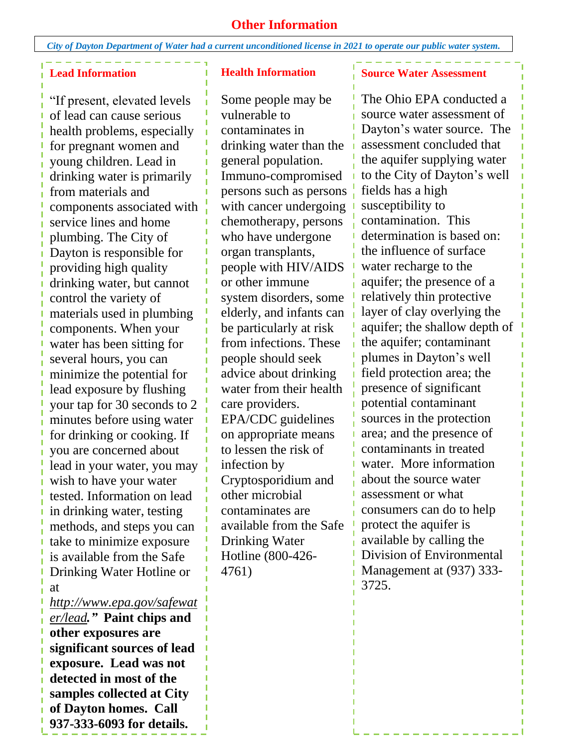# Other Information

*City of Dayton Department of Water had a current unconditioned license in 2021 to operate our public water system.*

## Lead Information

"If present, elevated levels of lead can cause serious health problems, especially for pregnant women and young children. Lead in drinking water is primarily from materials and components associated with service lines and home plumbing. The City of Dayton is responsible for providing high quality drinking water, but cannot control the variety of materials used in plumbing components. When your water has been sitting for several hours, you can minimize the potential for lead exposure by flushing your tap for 30 seconds to 2 minutes before using water for drinking or cooking. If you are concerned about lead in your water, you may wish to have your water tested. Information on lead in drinking water, testing methods, and steps you can take to minimize exposure is available from the Safe Drinking Water Hotline or at *http://www.epa.gov/safewater/lead*." **Paint chips and other exposures are significant sources of lead exposure. Lead was not detected in most of the samples collected at City of Dayton homes. Call 937-333-6093 for details.**

## Health Information

Some people may be vulnerable to contaminates in drinking water than the general population. Immuno-compromised persons such as persons with cancer undergoing chemotherapy, persons who have undergone organ transplants, people with HIV/AIDS or other immune system disorders, some elderly, and infants can be particularly at risk from infections. These people should seek advice about drinking water from their health care providers. EPA/CDC guidelines on appropriate means to lessen the risk of infection by Cryptosporidium and other microbial contaminates are available from the Safe Drinking Water Hotline (800-426-4761)

## Source Water Assessment

The Ohio EPA conducted a source water assessment of Dayton's water source. The assessment concluded that the aquifer supplying water to the City of Dayton's well fields has a high susceptibility to contamination. This determination is based on: the influence of surface water recharge to the aquifer; the presence of a relatively thin protective layer of clay overlying the aquifer; the shallow depth of the aquifer; contaminant plumes in Dayton's well field protection area; the presence of significant potential contaminant sources in the protection area; and the presence of contaminants in treated water. More information about the source water assessment or what consumers can do to help protect the aquifer is available by calling the Division of Environmental Management at (937) 333-3725.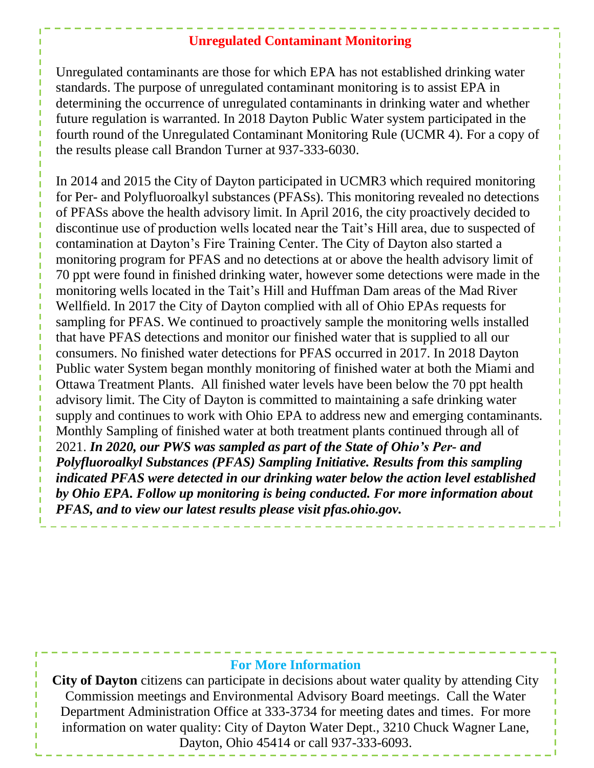## Unregulated Contaminant Monitoring

Unregulated contaminants are those for which EPA has not established drinking water standards. The purpose of unregulated contaminant monitoring is to assist EPA in determining the occurrence of unregulated contaminants in drinking water and whether future regulation is warranted. In 2018 Dayton Public Water system participated in the fourth round of the Unregulated Contaminant Monitoring Rule (UCMR 4). For a copy of the results please call Brandon Turner at 937-333-6030.

In 2014 and 2015 the City of Dayton participated in UCMR3 which required monitoring for Per- and Polyfluoroalkyl substances (PFASs). This monitoring revealed no detections of PFASs above the health advisory limit. In April 2016, the city proactively decided to discontinue use of production wells located near the Tait's Hill area, due to suspected of contamination at Dayton's Fire Training Center. The City of Dayton also started a monitoring program for PFAS and no detections at or above the health advisory limit of 70 ppt were found in finished drinking water, however some detections were made in the monitoring wells located in the Tait's Hill and Huffman Dam areas of the Mad River Wellfield. In 2017 the City of Dayton complied with all of Ohio EPAs requests for sampling for PFAS. We continued to proactively sample the monitoring wells installed that have PFAS detections and monitor our finished water that is supplied to all our consumers. No finished water detections for PFAS occurred in 2017. In 2018 Dayton Public water System began monthly monitoring of finished water at both the Miami and Ottawa Treatment Plants. All finished water levels have been below the 70 ppt health advisory limit. The City of Dayton is committed to maintaining a safe drinking water supply and continues to work with Ohio EPA to address new and emerging contaminants. Monthly Sampling of finished water at both treatment plants continued through all of 2021. ***In 2020, our PWS was sampled as part of the State of Ohio's Per- and Polyfluoroalkyl Substances (PFAS) Sampling Initiative. Results from this sampling indicated PFAS were detected in our drinking water below the action level established by Ohio EPA. Follow up monitoring is being conducted. For more information about PFAS, and to view our latest results please visit pfas.ohio.gov.***

## For More Information

**City of Dayton** citizens can participate in decisions about water quality by attending City Commission meetings and Environmental Advisory Board meetings. Call the Water Department Administration Office at 333-3734 for meeting dates and times. For more information on water quality: City of Dayton Water Dept., 3210 Chuck Wagner Lane, Dayton, Ohio 45414 or call 937-333-6093.